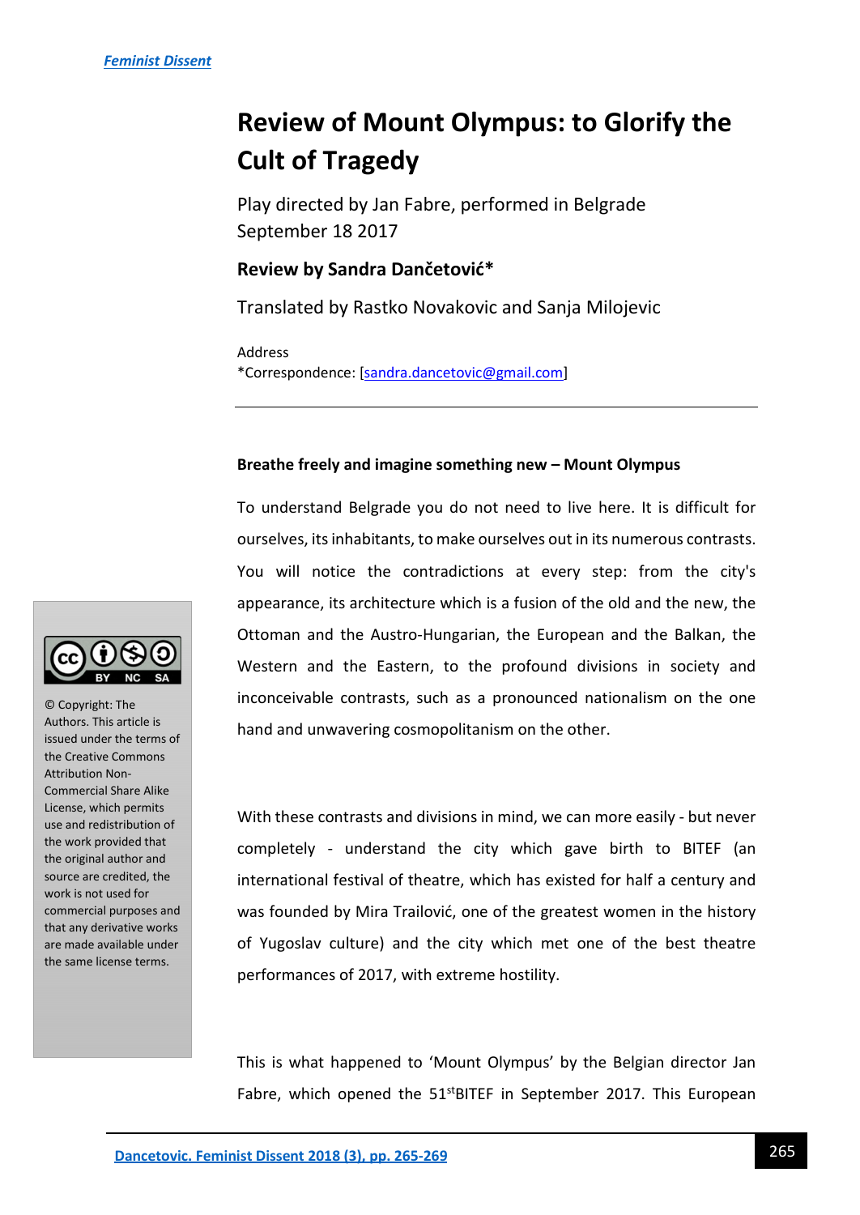# Review of Mount Olympus: to Glorify the Cult of Tragedy

Play directed by Jan Fabre, performed in Belgrade September 18 2017

**Review by Sandra Dančetović***

Translated by Rastko Novakovic and Sanja Milojevic

Address
*Correspondence: [sandra.dancetovic@gmail.com]

© Copyright: The Authors. This article is issued under the terms of the Creative Commons Attribution Non-Commercial Share Alike License, which permits use and redistribution of the work provided that the original author and source are credited, the work is not used for commercial purposes and that any derivative works are made available under the same license terms.

---

**Breathe freely and imagine something new – Mount Olympus**

To understand Belgrade you do not need to live here. It is difficult for ourselves, its inhabitants, to make ourselves out in its numerous contrasts. You will notice the contradictions at every step: from the city's appearance, its architecture which is a fusion of the old and the new, the Ottoman and the Austro-Hungarian, the European and the Balkan, the Western and the Eastern, to the profound divisions in society and inconceivable contrasts, such as a pronounced nationalism on the one hand and unwavering cosmopolitanism on the other.

With these contrasts and divisions in mind, we can more easily - but never completely - understand the city which gave birth to BITEF (an international festival of theatre, which has existed for half a century and was founded by Mira Trailović, one of the greatest women in the history of Yugoslav culture) and the city which met one of the best theatre performances of 2017, with extreme hostility.

This is what happened to 'Mount Olympus' by the Belgian director Jan Fabre, which opened the 51st BITEF in September 2017. This European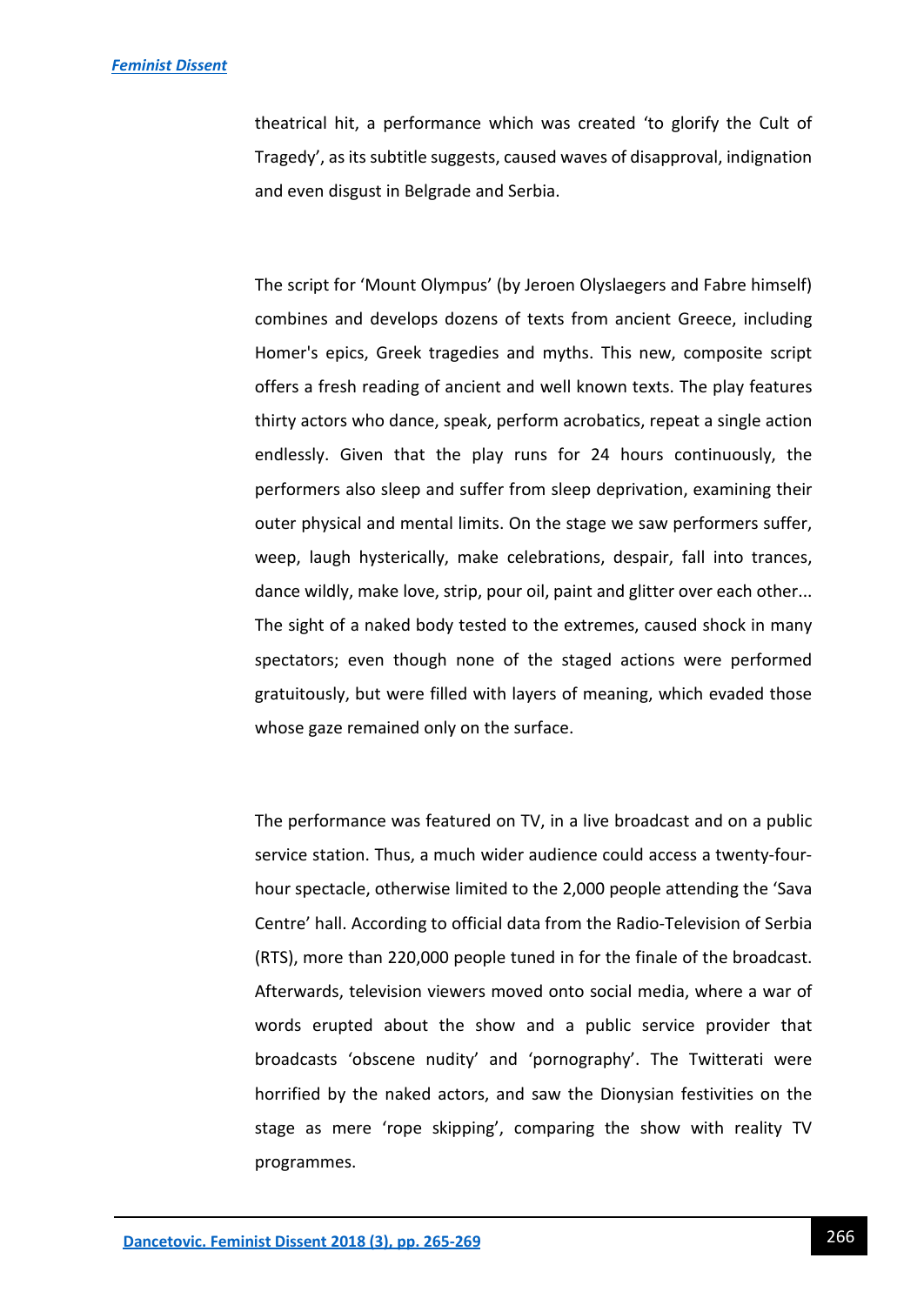theatrical hit, a performance which was created 'to glorify the Cult of Tragedy', as its subtitle suggests, caused waves of disapproval, indignation and even disgust in Belgrade and Serbia.

The script for 'Mount Olympus' (by Jeroen Olyslaegers and Fabre himself) combines and develops dozens of texts from ancient Greece, including Homer's epics, Greek tragedies and myths. This new, composite script offers a fresh reading of ancient and well known texts. The play features thirty actors who dance, speak, perform acrobatics, repeat a single action endlessly. Given that the play runs for 24 hours continuously, the performers also sleep and suffer from sleep deprivation, examining their outer physical and mental limits. On the stage we saw performers suffer, weep, laugh hysterically, make celebrations, despair, fall into trances, dance wildly, make love, strip, pour oil, paint and glitter over each other... The sight of a naked body tested to the extremes, caused shock in many spectators; even though none of the staged actions were performed gratuitously, but were filled with layers of meaning, which evaded those whose gaze remained only on the surface.

The performance was featured on TV, in a live broadcast and on a public service station. Thus, a much wider audience could access a twenty-four-hour spectacle, otherwise limited to the 2,000 people attending the 'Sava Centre' hall. According to official data from the Radio-Television of Serbia (RTS), more than 220,000 people tuned in for the finale of the broadcast. Afterwards, television viewers moved onto social media, where a war of words erupted about the show and a public service provider that broadcasts 'obscene nudity' and 'pornography'. The Twitterati were horrified by the naked actors, and saw the Dionysian festivities on the stage as mere 'rope skipping', comparing the show with reality TV programmes.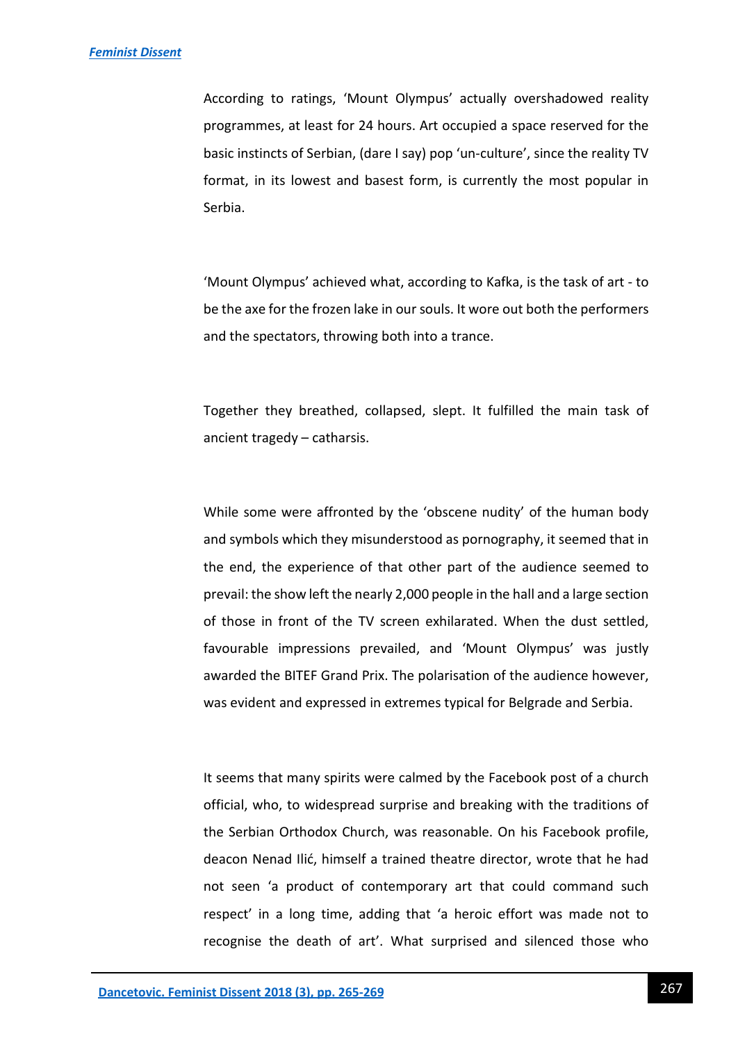According to ratings, 'Mount Olympus' actually overshadowed reality programmes, at least for 24 hours. Art occupied a space reserved for the basic instincts of Serbian, (dare I say) pop 'un-culture', since the reality TV format, in its lowest and basest form, is currently the most popular in Serbia.

'Mount Olympus' achieved what, according to Kafka, is the task of art - to be the axe for the frozen lake in our souls. It wore out both the performers and the spectators, throwing both into a trance.

Together they breathed, collapsed, slept. It fulfilled the main task of ancient tragedy – catharsis.

While some were affronted by the 'obscene nudity' of the human body and symbols which they misunderstood as pornography, it seemed that in the end, the experience of that other part of the audience seemed to prevail: the show left the nearly 2,000 people in the hall and a large section of those in front of the TV screen exhilarated. When the dust settled, favourable impressions prevailed, and 'Mount Olympus' was justly awarded the BITEF Grand Prix. The polarisation of the audience however, was evident and expressed in extremes typical for Belgrade and Serbia.

It seems that many spirits were calmed by the Facebook post of a church official, who, to widespread surprise and breaking with the traditions of the Serbian Orthodox Church, was reasonable. On his Facebook profile, deacon Nenad Ilić, himself a trained theatre director, wrote that he had not seen 'a product of contemporary art that could command such respect' in a long time, adding that 'a heroic effort was made not to recognise the death of art'. What surprised and silenced those who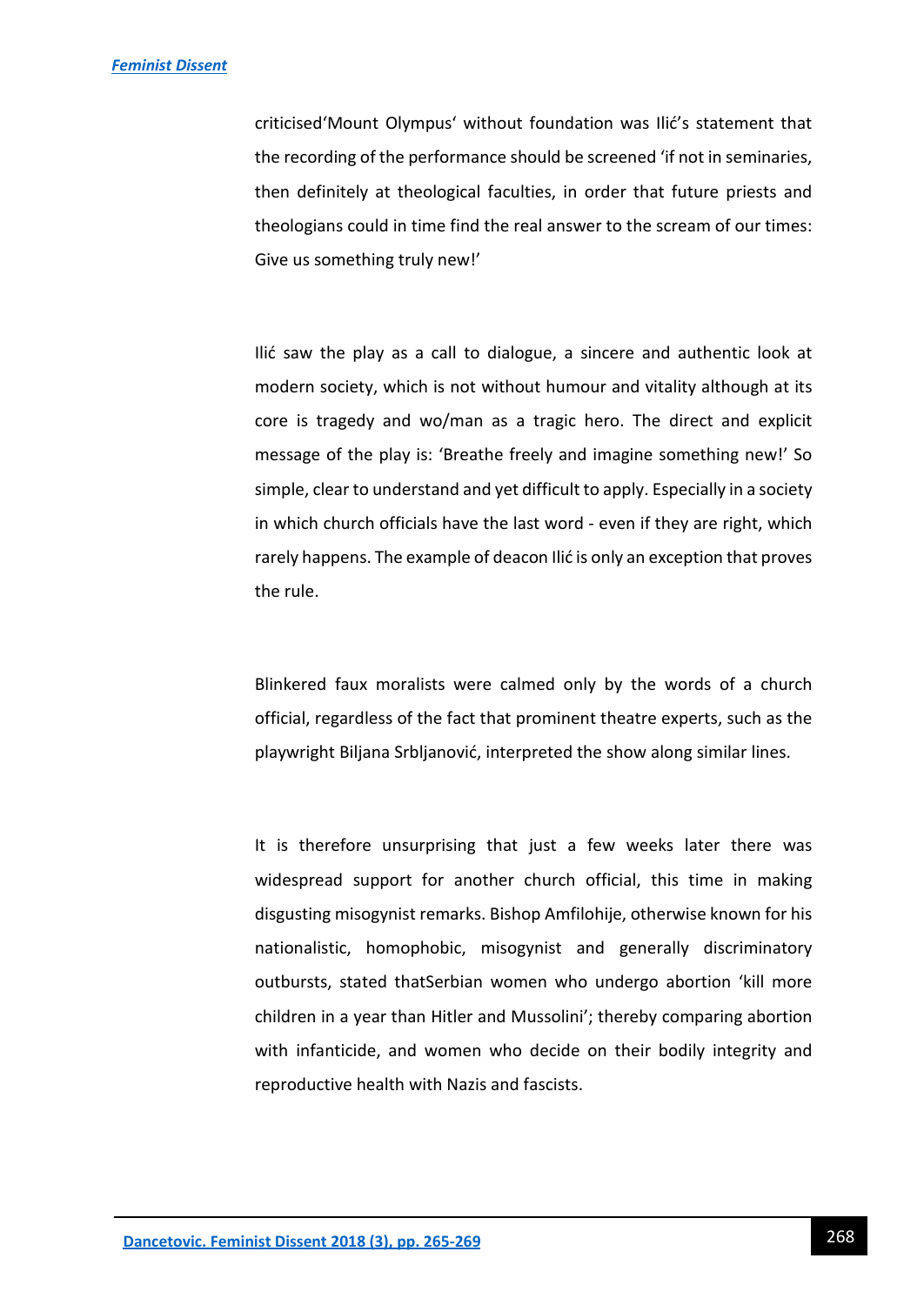criticised'Mount Olympus' without foundation was Ilić's statement that the recording of the performance should be screened 'if not in seminaries, then definitely at theological faculties, in order that future priests and theologians could in time find the real answer to the scream of our times: Give us something truly new!'

Ilić saw the play as a call to dialogue, a sincere and authentic look at modern society, which is not without humour and vitality although at its core is tragedy and wo/man as a tragic hero. The direct and explicit message of the play is: 'Breathe freely and imagine something new!' So simple, clear to understand and yet difficult to apply. Especially in a society in which church officials have the last word - even if they are right, which rarely happens. The example of deacon Ilić is only an exception that proves the rule.

Blinkered faux moralists were calmed only by the words of a church official, regardless of the fact that prominent theatre experts, such as the playwright Biljana Srbljanović, interpreted the show along similar lines.

It is therefore unsurprising that just a few weeks later there was widespread support for another church official, this time in making disgusting misogynist remarks. Bishop Amfilohije, otherwise known for his nationalistic, homophobic, misogynist and generally discriminatory outbursts, stated thatSerbian women who undergo abortion 'kill more children in a year than Hitler and Mussolini'; thereby comparing abortion with infanticide, and women who decide on their bodily integrity and reproductive health with Nazis and fascists.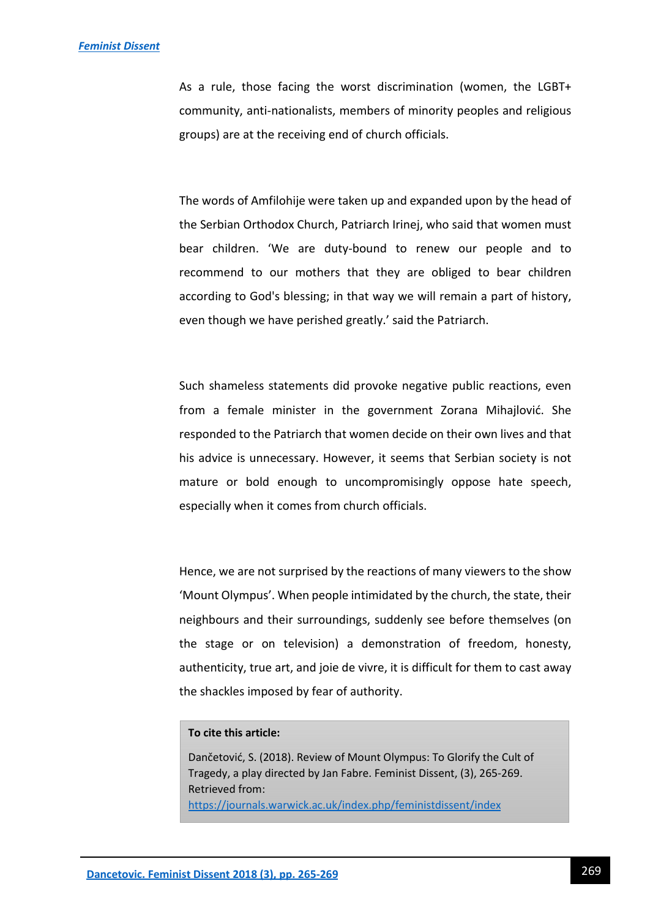As a rule, those facing the worst discrimination (women, the LGBT+ community, anti-nationalists, members of minority peoples and religious groups) are at the receiving end of church officials.

The words of Amfilohije were taken up and expanded upon by the head of the Serbian Orthodox Church, Patriarch Irinej, who said that women must bear children. 'We are duty-bound to renew our people and to recommend to our mothers that they are obliged to bear children according to God's blessing; in that way we will remain a part of history, even though we have perished greatly.' said the Patriarch.

Such shameless statements did provoke negative public reactions, even from a female minister in the government Zorana Mihajlović. She responded to the Patriarch that women decide on their own lives and that his advice is unnecessary. However, it seems that Serbian society is not mature or bold enough to uncompromisingly oppose hate speech, especially when it comes from church officials.

Hence, we are not surprised by the reactions of many viewers to the show 'Mount Olympus'. When people intimidated by the church, the state, their neighbours and their surroundings, suddenly see before themselves (on the stage or on television) a demonstration of freedom, honesty, authenticity, true art, and joie de vivre, it is difficult for them to cast away the shackles imposed by fear of authority.

**To cite this article:**

Dančetović, S. (2018). Review of Mount Olympus: To Glorify the Cult of Tragedy, a play directed by Jan Fabre. Feminist Dissent, (3), 265-269. Retrieved from: https://journals.warwick.ac.uk/index.php/feministdissent/index